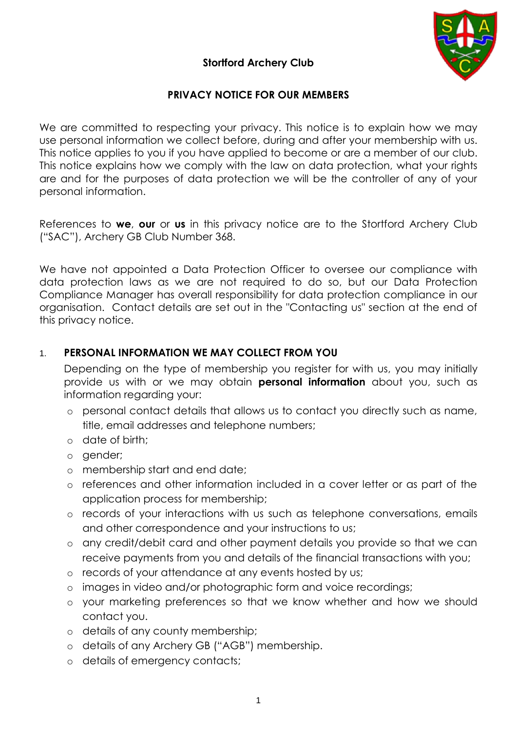**Stortford Archery Club**

**PRIVACY NOTICE FOR OUR MEMBERS**

We are committed to respecting your privacy. This notice is to explain how we may use personal information we collect before, during and after your membership with us. This notice applies to you if you have applied to become or are a member of our club. This notice explains how we comply with the law on data protection, what your rights are and for the purposes of data protection we will be the controller of any of your personal information.

References to **we**, **our** or **us** in this privacy notice are to the Stortford Archery Club ("SAC"), Archery GB Club Number 368.

We have not appointed a Data Protection Officer to oversee our compliance with data protection laws as we are not required to do so, but our Data Protection Compliance Manager has overall responsibility for data protection compliance in our organisation. Contact details are set out in the "Contacting us" section at the end of this privacy notice.

## 1. PERSONAL INFORMATION WE MAY COLLECT FROM YOU

Depending on the type of membership you register for with us, you may initially provide us with or we may obtain **personal information** about you, such as information regarding your:

- personal contact details that allows us to contact you directly such as name, title, email addresses and telephone numbers;
- date of birth;
- gender;
- membership start and end date;
- references and other information included in a cover letter or as part of the application process for membership;
- records of your interactions with us such as telephone conversations, emails and other correspondence and your instructions to us;
- any credit/debit card and other payment details you provide so that we can receive payments from you and details of the financial transactions with you;
- records of your attendance at any events hosted by us;
- images in video and/or photographic form and voice recordings;
- your marketing preferences so that we know whether and how we should contact you.
- details of any county membership;
- details of any Archery GB ("AGB") membership.
- details of emergency contacts;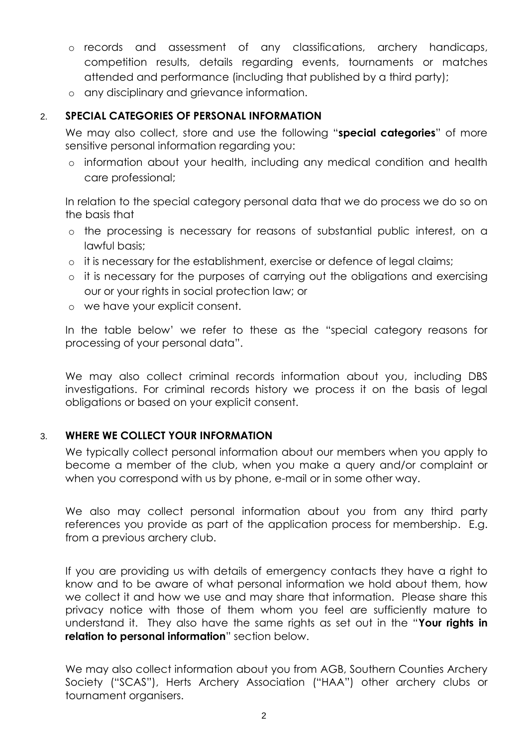- records and assessment of any classifications, archery handicaps, competition results, details regarding events, tournaments or matches attended and performance (including that published by a third party);
- any disciplinary and grievance information.

## 2. SPECIAL CATEGORIES OF PERSONAL INFORMATION

We may also collect, store and use the following "**special categories**" of more sensitive personal information regarding you:

- information about your health, including any medical condition and health care professional;

In relation to the special category personal data that we do process we do so on the basis that

- the processing is necessary for reasons of substantial public interest, on a lawful basis;
- it is necessary for the establishment, exercise or defence of legal claims;
- it is necessary for the purposes of carrying out the obligations and exercising our or your rights in social protection law; or
- we have your explicit consent.

In the table below' we refer to these as the "special category reasons for processing of your personal data".

We may also collect criminal records information about you, including DBS investigations. For criminal records history we process it on the basis of legal obligations or based on your explicit consent.

## 3. WHERE WE COLLECT YOUR INFORMATION

We typically collect personal information about our members when you apply to become a member of the club, when you make a query and/or complaint or when you correspond with us by phone, e-mail or in some other way.

We also may collect personal information about you from any third party references you provide as part of the application process for membership. E.g. from a previous archery club.

If you are providing us with details of emergency contacts they have a right to know and to be aware of what personal information we hold about them, how we collect it and how we use and may share that information. Please share this privacy notice with those of them whom you feel are sufficiently mature to understand it. They also have the same rights as set out in the "**Your rights in relation to personal information**" section below.

We may also collect information about you from AGB, Southern Counties Archery Society ("SCAS"), Herts Archery Association ("HAA") other archery clubs or tournament organisers.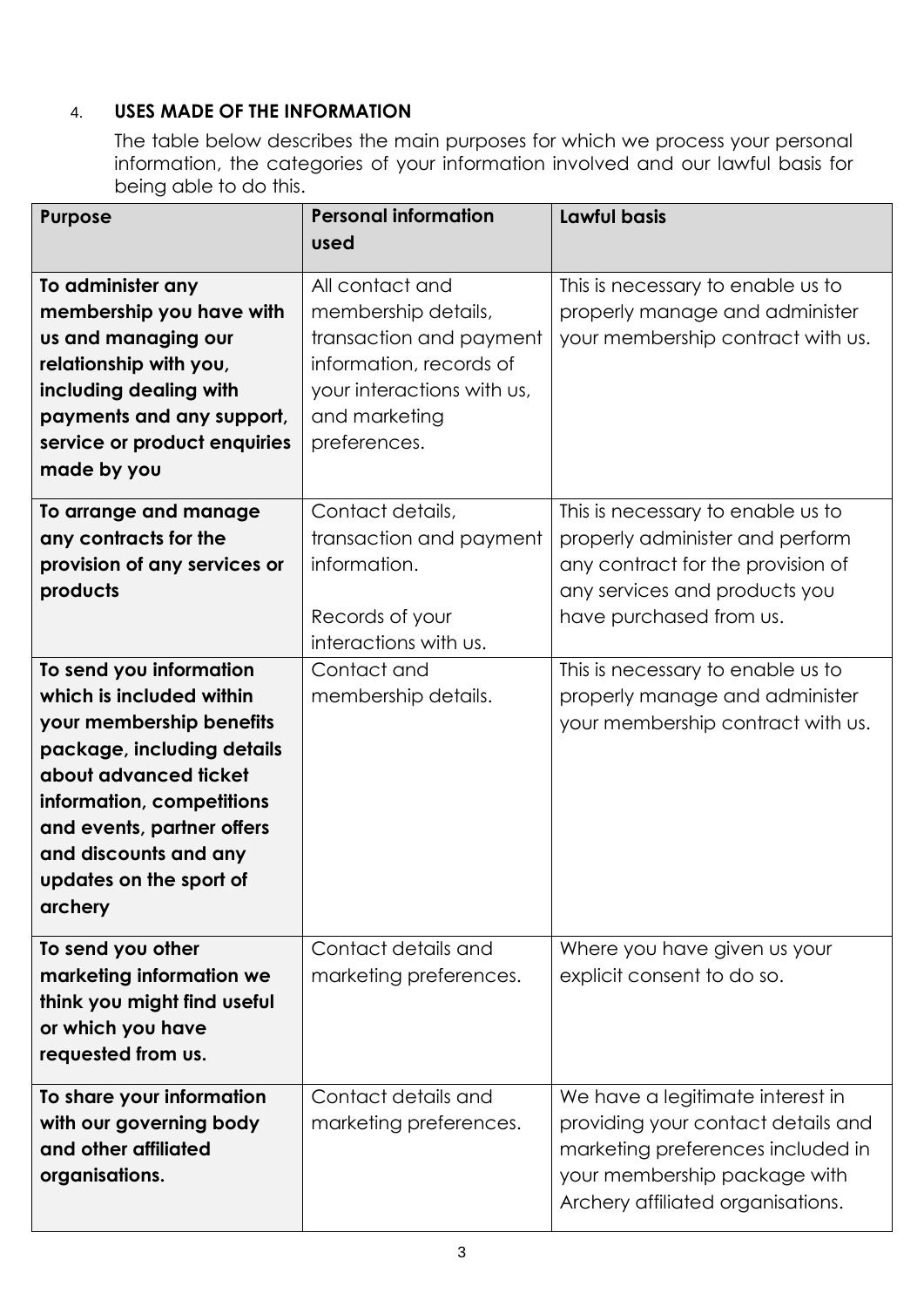4. **USES MADE OF THE INFORMATION**

The table below describes the main purposes for which we process your personal information, the categories of your information involved and our lawful basis for being able to do this.

| **Purpose** | **Personal information used** | **Lawful basis** |
|---|---|---|
| **To administer any membership you have with us and managing our relationship with you, including dealing with payments and any support, service or product enquiries made by you** | All contact and membership details, transaction and payment information, records of your interactions with us, and marketing preferences. | This is necessary to enable us to properly manage and administer your membership contract with us. |
| **To arrange and manage any contracts for the provision of any services or products** | Contact details, transaction and payment information. Records of your interactions with us. | This is necessary to enable us to properly administer and perform any contract for the provision of any services and products you have purchased from us. |
| **To send you information which is included within your membership benefits package, including details about advanced ticket information, competitions and events, partner offers and discounts and any updates on the sport of archery** | Contact and membership details. | This is necessary to enable us to properly manage and administer your membership contract with us. |
| **To send you other marketing information we think you might find useful or which you have requested from us.** | Contact details and marketing preferences. | Where you have given us your explicit consent to do so. |
| **To share your information with our governing body and other affiliated organisations.** | Contact details and marketing preferences. | We have a legitimate interest in providing your contact details and marketing preferences included in your membership package with Archery affiliated organisations. |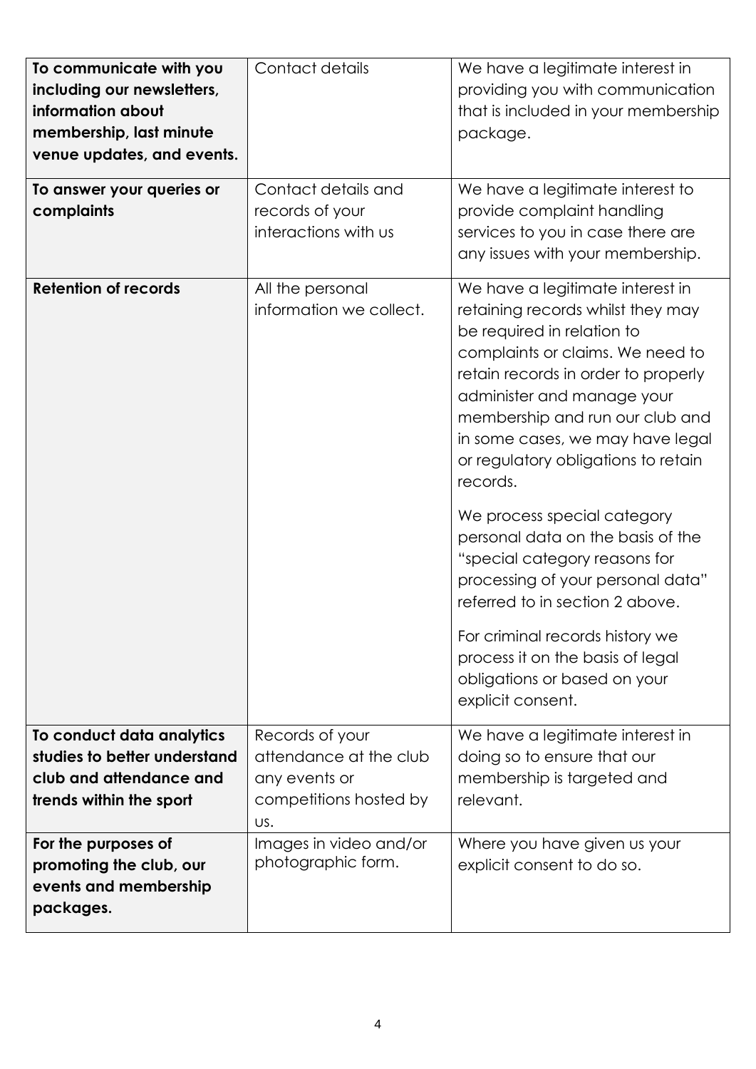| **To communicate with you including our newsletters, information about membership, last minute venue updates, and events.** | Contact details | We have a legitimate interest in providing you with communication that is included in your membership package. |
|---|---|---|
| **To answer your queries or complaints** | Contact details and records of your interactions with us | We have a legitimate interest to provide complaint handling services to you in case there are any issues with your membership. |
| **Retention of records** | All the personal information we collect. | We have a legitimate interest in retaining records whilst they may be required in relation to complaints or claims. We need to retain records in order to properly administer and manage your membership and run our club and in some cases, we may have legal or regulatory obligations to retain records.<br><br>We process special category personal data on the basis of the "special category reasons for processing of your personal data" referred to in section 2 above.<br><br>For criminal records history we process it on the basis of legal obligations or based on your explicit consent. |
| **To conduct data analytics studies to better understand club and attendance and trends within the sport** | Records of your attendance at the club any events or competitions hosted by us. | We have a legitimate interest in doing so to ensure that our membership is targeted and relevant. |
| **For the purposes of promoting the club, our events and membership packages.** | Images in video and/or photographic form. | Where you have given us your explicit consent to do so. |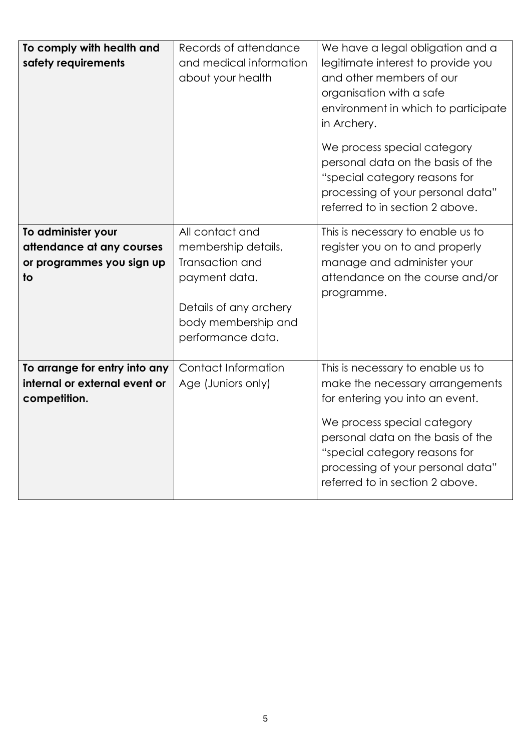| **To comply with health and safety requirements** | Records of attendance and medical information about your health | We have a legal obligation and a legitimate interest to provide you and other members of our organisation with a safe environment in which to participate in Archery.<br><br>We process special category personal data on the basis of the "special category reasons for processing of your personal data" referred to in section 2 above. |
|---|---|---|
| **To administer your attendance at any courses or programmes you sign up to** | All contact and membership details, Transaction and payment data.<br><br>Details of any archery body membership and performance data. | This is necessary to enable us to register you on to and properly manage and administer your attendance on the course and/or programme. |
| **To arrange for entry into any internal or external event or competition.** | Contact Information<br>Age (Juniors only) | This is necessary to enable us to make the necessary arrangements for entering you into an event.<br><br>We process special category personal data on the basis of the "special category reasons for processing of your personal data" referred to in section 2 above. |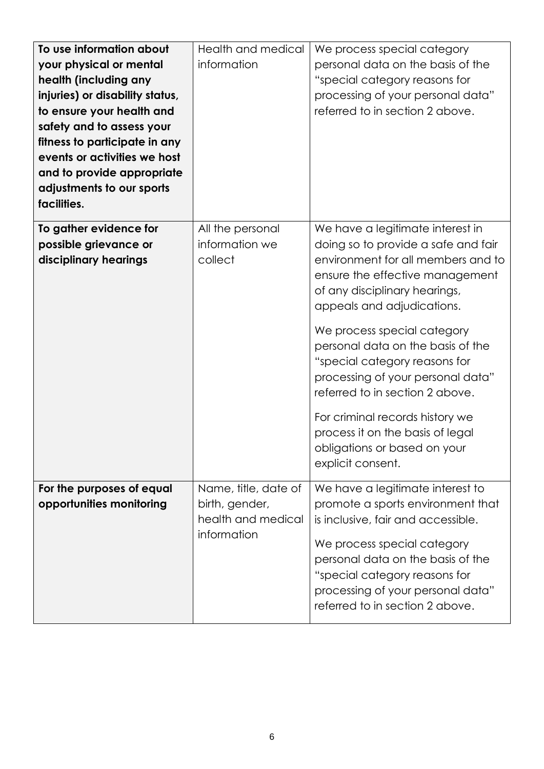| | | |
|---|---|---|
| **To use information about your physical or mental health (including any injuries) or disability status, to ensure your health and safety and to assess your fitness to participate in any events or activities we host and to provide appropriate adjustments to our sports facilities.** | Health and medical information | We process special category personal data on the basis of the "special category reasons for processing of your personal data" referred to in section 2 above. |
| **To gather evidence for possible grievance or disciplinary hearings** | All the personal information we collect | We have a legitimate interest in doing so to provide a safe and fair environment for all members and to ensure the effective management of any disciplinary hearings, appeals and adjudications.<br><br>We process special category personal data on the basis of the "special category reasons for processing of your personal data" referred to in section 2 above.<br><br>For criminal records history we process it on the basis of legal obligations or based on your explicit consent. |
| **For the purposes of equal opportunities monitoring** | Name, title, date of birth, gender, health and medical information | We have a legitimate interest to promote a sports environment that is inclusive, fair and accessible.<br><br>We process special category personal data on the basis of the "special category reasons for processing of your personal data" referred to in section 2 above. |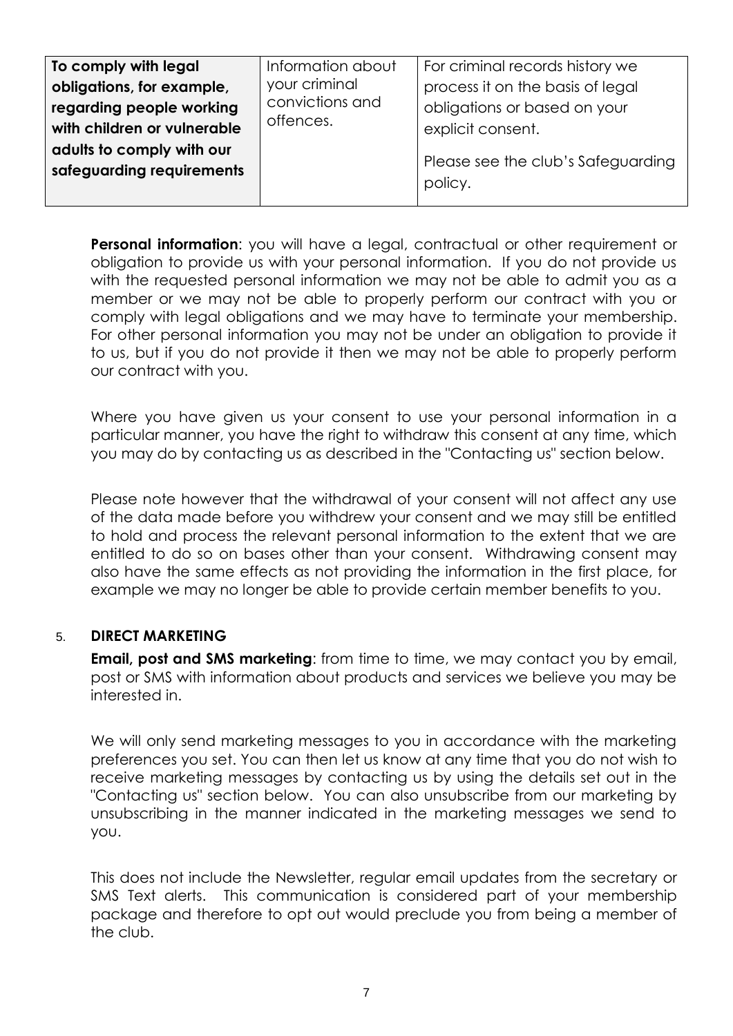| **To comply with legal obligations, for example, regarding people working with children or vulnerable adults to comply with our safeguarding requirements** | Information about your criminal convictions and offences. | For criminal records history we process it on the basis of legal obligations or based on your explicit consent.<br><br>Please see the club's Safeguarding policy. |
|---|---|---|

**Personal information**: you will have a legal, contractual or other requirement or obligation to provide us with your personal information. If you do not provide us with the requested personal information we may not be able to admit you as a member or we may not be able to properly perform our contract with you or comply with legal obligations and we may have to terminate your membership. For other personal information you may not be under an obligation to provide it to us, but if you do not provide it then we may not be able to properly perform our contract with you.

Where you have given us your consent to use your personal information in a particular manner, you have the right to withdraw this consent at any time, which you may do by contacting us as described in the "Contacting us" section below.

Please note however that the withdrawal of your consent will not affect any use of the data made before you withdrew your consent and we may still be entitled to hold and process the relevant personal information to the extent that we are entitled to do so on bases other than your consent. Withdrawing consent may also have the same effects as not providing the information in the first place, for example we may no longer be able to provide certain member benefits to you.

## 5. DIRECT MARKETING

**Email, post and SMS marketing**: from time to time, we may contact you by email, post or SMS with information about products and services we believe you may be interested in.

We will only send marketing messages to you in accordance with the marketing preferences you set. You can then let us know at any time that you do not wish to receive marketing messages by contacting us by using the details set out in the "Contacting us" section below. You can also unsubscribe from our marketing by unsubscribing in the manner indicated in the marketing messages we send to you.

This does not include the Newsletter, regular email updates from the secretary or SMS Text alerts. This communication is considered part of your membership package and therefore to opt out would preclude you from being a member of the club.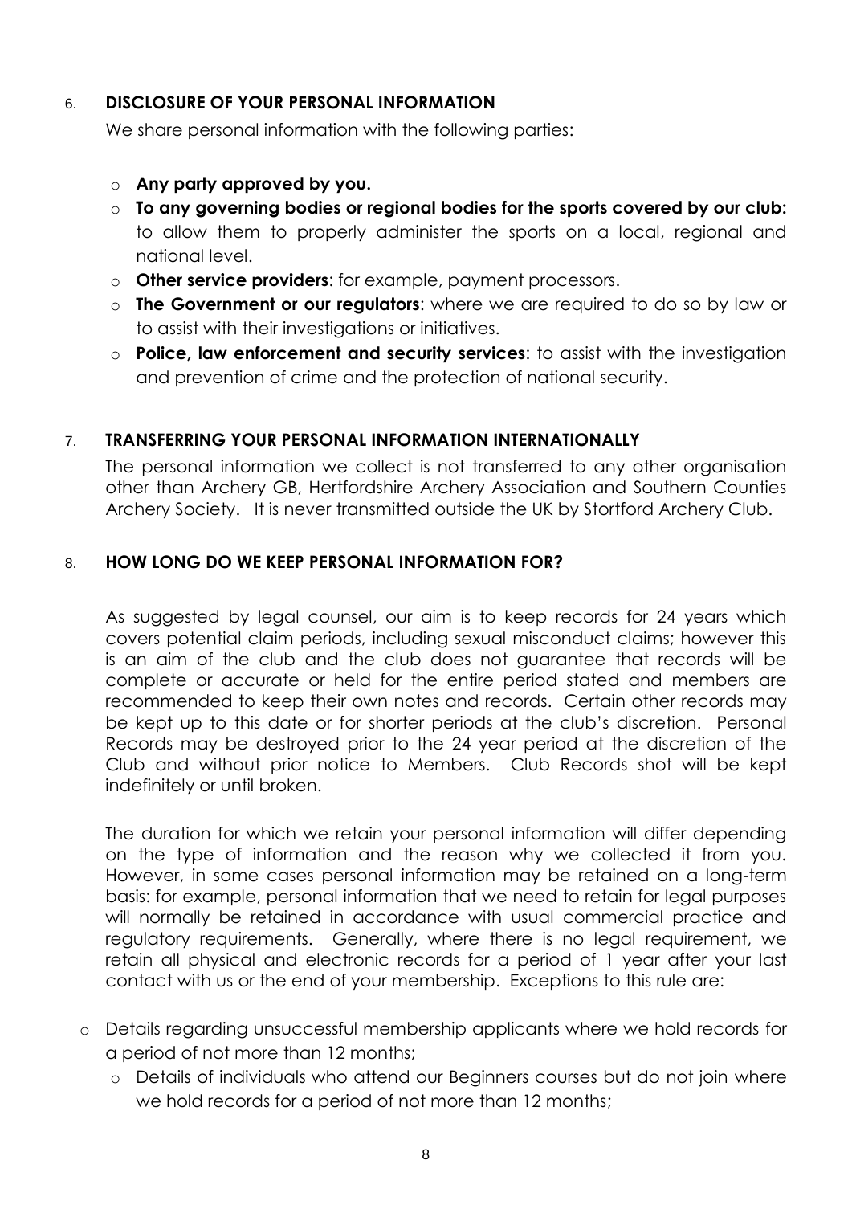## 6. DISCLOSURE OF YOUR PERSONAL INFORMATION

We share personal information with the following parties:

- **Any party approved by you.**
- **To any governing bodies or regional bodies for the sports covered by our club:** to allow them to properly administer the sports on a local, regional and national level.
- **Other service providers**: for example, payment processors.
- **The Government or our regulators**: where we are required to do so by law or to assist with their investigations or initiatives.
- **Police, law enforcement and security services**: to assist with the investigation and prevention of crime and the protection of national security.

## 7. TRANSFERRING YOUR PERSONAL INFORMATION INTERNATIONALLY

The personal information we collect is not transferred to any other organisation other than Archery GB, Hertfordshire Archery Association and Southern Counties Archery Society. It is never transmitted outside the UK by Stortford Archery Club.

## 8. HOW LONG DO WE KEEP PERSONAL INFORMATION FOR?

As suggested by legal counsel, our aim is to keep records for 24 years which covers potential claim periods, including sexual misconduct claims; however this is an aim of the club and the club does not guarantee that records will be complete or accurate or held for the entire period stated and members are recommended to keep their own notes and records. Certain other records may be kept up to this date or for shorter periods at the club's discretion. Personal Records may be destroyed prior to the 24 year period at the discretion of the Club and without prior notice to Members. Club Records shot will be kept indefinitely or until broken.

The duration for which we retain your personal information will differ depending on the type of information and the reason why we collected it from you. However, in some cases personal information may be retained on a long-term basis: for example, personal information that we need to retain for legal purposes will normally be retained in accordance with usual commercial practice and regulatory requirements. Generally, where there is no legal requirement, we retain all physical and electronic records for a period of 1 year after your last contact with us or the end of your membership. Exceptions to this rule are:

- Details regarding unsuccessful membership applicants where we hold records for a period of not more than 12 months;
- Details of individuals who attend our Beginners courses but do not join where we hold records for a period of not more than 12 months;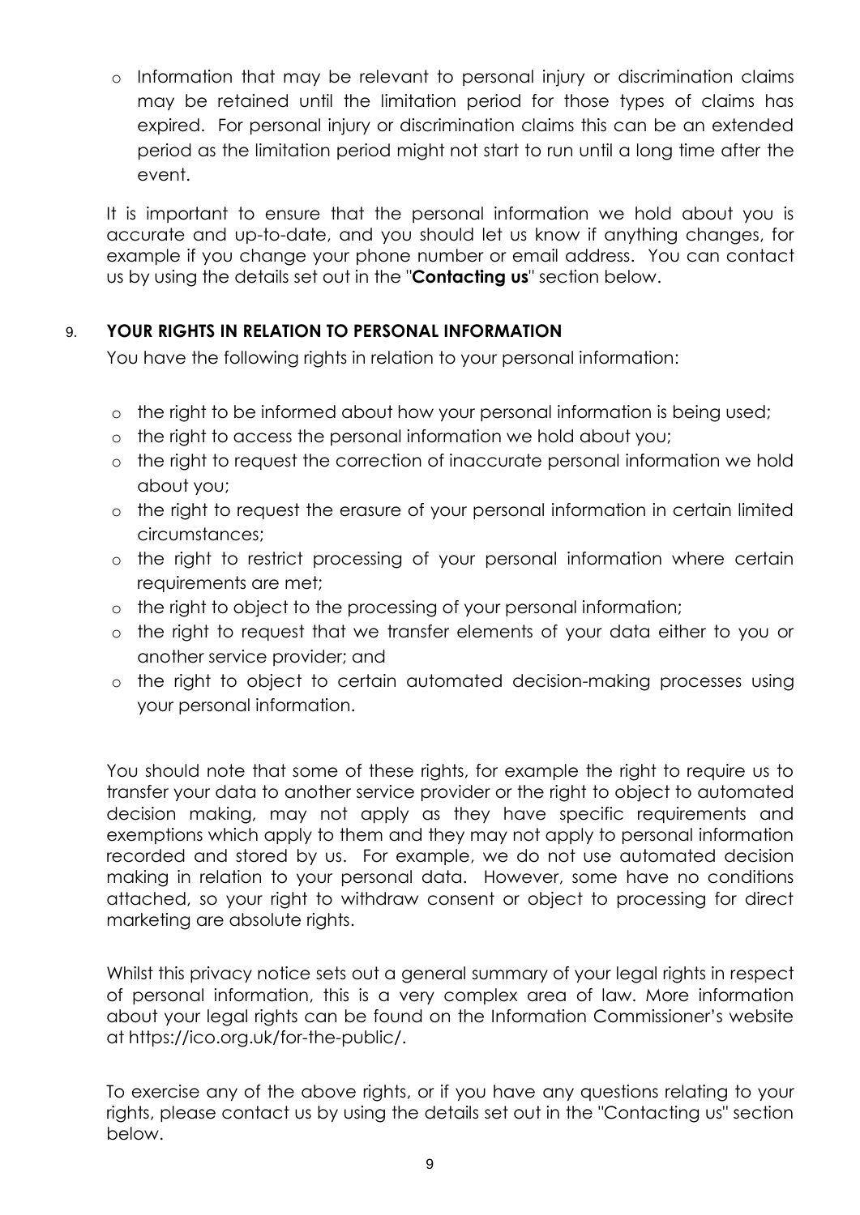- Information that may be relevant to personal injury or discrimination claims may be retained until the limitation period for those types of claims has expired. For personal injury or discrimination claims this can be an extended period as the limitation period might not start to run until a long time after the event.

It is important to ensure that the personal information we hold about you is accurate and up-to-date, and you should let us know if anything changes, for example if you change your phone number or email address. You can contact us by using the details set out in the "**Contacting us**" section below.

## 9. YOUR RIGHTS IN RELATION TO PERSONAL INFORMATION

You have the following rights in relation to your personal information:

- the right to be informed about how your personal information is being used;
- the right to access the personal information we hold about you;
- the right to request the correction of inaccurate personal information we hold about you;
- the right to request the erasure of your personal information in certain limited circumstances;
- the right to restrict processing of your personal information where certain requirements are met;
- the right to object to the processing of your personal information;
- the right to request that we transfer elements of your data either to you or another service provider; and
- the right to object to certain automated decision-making processes using your personal information.

You should note that some of these rights, for example the right to require us to transfer your data to another service provider or the right to object to automated decision making, may not apply as they have specific requirements and exemptions which apply to them and they may not apply to personal information recorded and stored by us. For example, we do not use automated decision making in relation to your personal data. However, some have no conditions attached, so your right to withdraw consent or object to processing for direct marketing are absolute rights.

Whilst this privacy notice sets out a general summary of your legal rights in respect of personal information, this is a very complex area of law. More information about your legal rights can be found on the Information Commissioner's website at https://ico.org.uk/for-the-public/.

To exercise any of the above rights, or if you have any questions relating to your rights, please contact us by using the details set out in the "Contacting us" section below.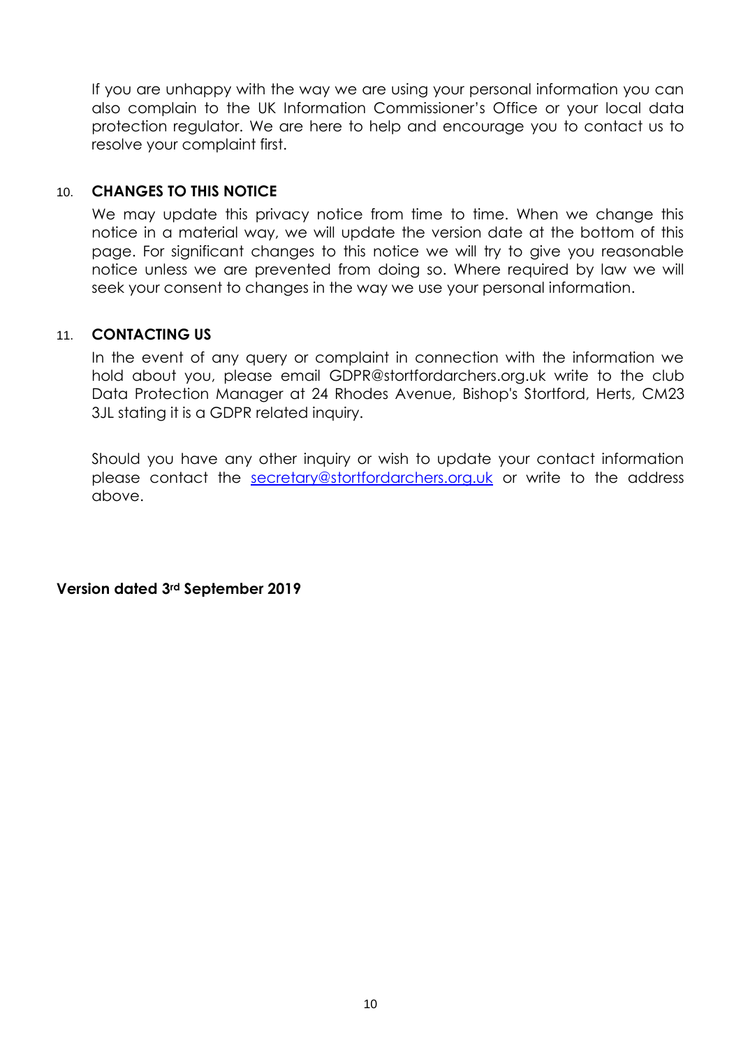If you are unhappy with the way we are using your personal information you can also complain to the UK Information Commissioner's Office or your local data protection regulator. We are here to help and encourage you to contact us to resolve your complaint first.

## 10. CHANGES TO THIS NOTICE

We may update this privacy notice from time to time. When we change this notice in a material way, we will update the version date at the bottom of this page. For significant changes to this notice we will try to give you reasonable notice unless we are prevented from doing so. Where required by law we will seek your consent to changes in the way we use your personal information.

## 11. CONTACTING US

In the event of any query or complaint in connection with the information we hold about you, please email GDPR@stortfordarchers.org.uk write to the club Data Protection Manager at 24 Rhodes Avenue, Bishop's Stortford, Herts, CM23 3JL stating it is a GDPR related inquiry.

Should you have any other inquiry or wish to update your contact information please contact the secretary@stortfordarchers.org.uk or write to the address above.

**Version dated 3rd September 2019**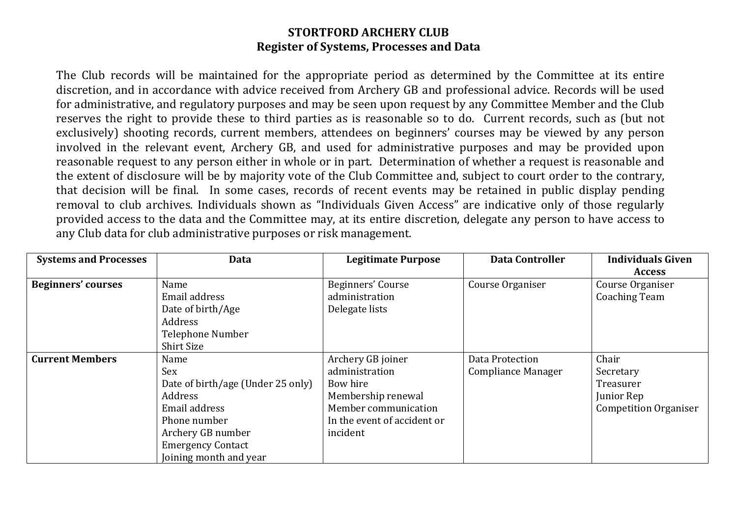# STORTFORD ARCHERY CLUB
## Register of Systems, Processes and Data

The Club records will be maintained for the appropriate period as determined by the Committee at its entire discretion, and in accordance with advice received from Archery GB and professional advice. Records will be used for administrative, and regulatory purposes and may be seen upon request by any Committee Member and the Club reserves the right to provide these to third parties as is reasonable so to do. Current records, such as (but not exclusively) shooting records, current members, attendees on beginners' courses may be viewed by any person involved in the relevant event, Archery GB, and used for administrative purposes and may be provided upon reasonable request to any person either in whole or in part. Determination of whether a request is reasonable and the extent of disclosure will be by majority vote of the Club Committee and, subject to court order to the contrary, that decision will be final. In some cases, records of recent events may be retained in public display pending removal to club archives. Individuals shown as "Individuals Given Access" are indicative only of those regularly provided access to the data and the Committee may, at its entire discretion, delegate any person to have access to any Club data for club administrative purposes or risk management.

| Systems and Processes | Data | Legitimate Purpose | Data Controller | Individuals Given Access |
|---|---|---|---|---|
| **Beginners' courses** | Name<br>Email address<br>Date of birth/Age<br>Address<br>Telephone Number<br>Shirt Size | Beginners' Course administration<br>Delegate lists | Course Organiser | Course Organiser<br>Coaching Team |
| **Current Members** | Name<br>Sex<br>Date of birth/age (Under 25 only)<br>Address<br>Email address<br>Phone number<br>Archery GB number<br>Emergency Contact<br>Joining month and year | Archery GB joiner administration<br>Bow hire<br>Membership renewal<br>Member communication<br>In the event of accident or incident | Data Protection Compliance Manager | Chair<br>Secretary<br>Treasurer<br>Junior Rep<br>Competition Organiser |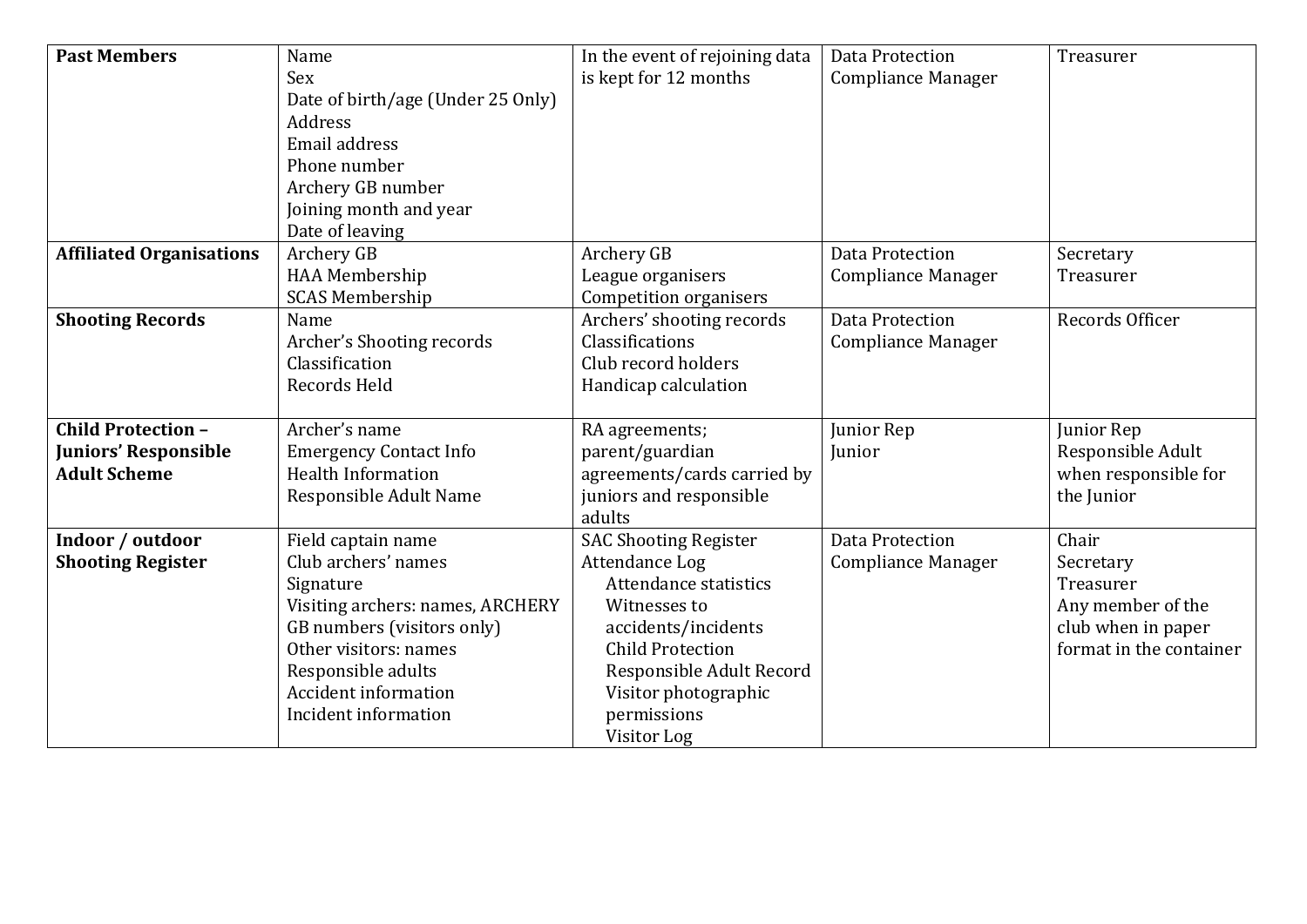| | | | | |
|---|---|---|---|---|
| **Past Members** | Name<br>Sex<br>Date of birth/age (Under 25 Only)<br>Address<br>Email address<br>Phone number<br>Archery GB number<br>Joining month and year<br>Date of leaving | In the event of rejoining data is kept for 12 months | Data Protection Compliance Manager | Treasurer |
| **Affiliated Organisations** | Archery GB<br>HAA Membership<br>SCAS Membership | Archery GB<br>League organisers<br>Competition organisers | Data Protection Compliance Manager | Secretary<br>Treasurer |
| **Shooting Records** | Name<br>Archer's Shooting records<br>Classification<br>Records Held | Archers' shooting records<br>Classifications<br>Club record holders<br>Handicap calculation | Data Protection Compliance Manager | Records Officer |
| **Child Protection – Juniors' Responsible Adult Scheme** | Archer's name<br>Emergency Contact Info<br>Health Information<br>Responsible Adult Name | RA agreements; parent/guardian agreements/cards carried by juniors and responsible adults | Junior Rep<br>Junior | Junior Rep<br>Responsible Adult when responsible for the Junior |
| **Indoor / outdoor Shooting Register** | Field captain name<br>Club archers' names<br>Signature<br>Visiting archers: names, ARCHERY GB numbers (visitors only)<br>Other visitors: names<br>Responsible adults<br>Accident information<br>Incident information | SAC Shooting Register<br>Attendance Log<br>Attendance statistics<br>Witnesses to accidents/incidents<br>Child Protection<br>Responsible Adult Record<br>Visitor photographic permissions<br>Visitor Log | Data Protection Compliance Manager | Chair<br>Secretary<br>Treasurer<br>Any member of the club when in paper format in the container |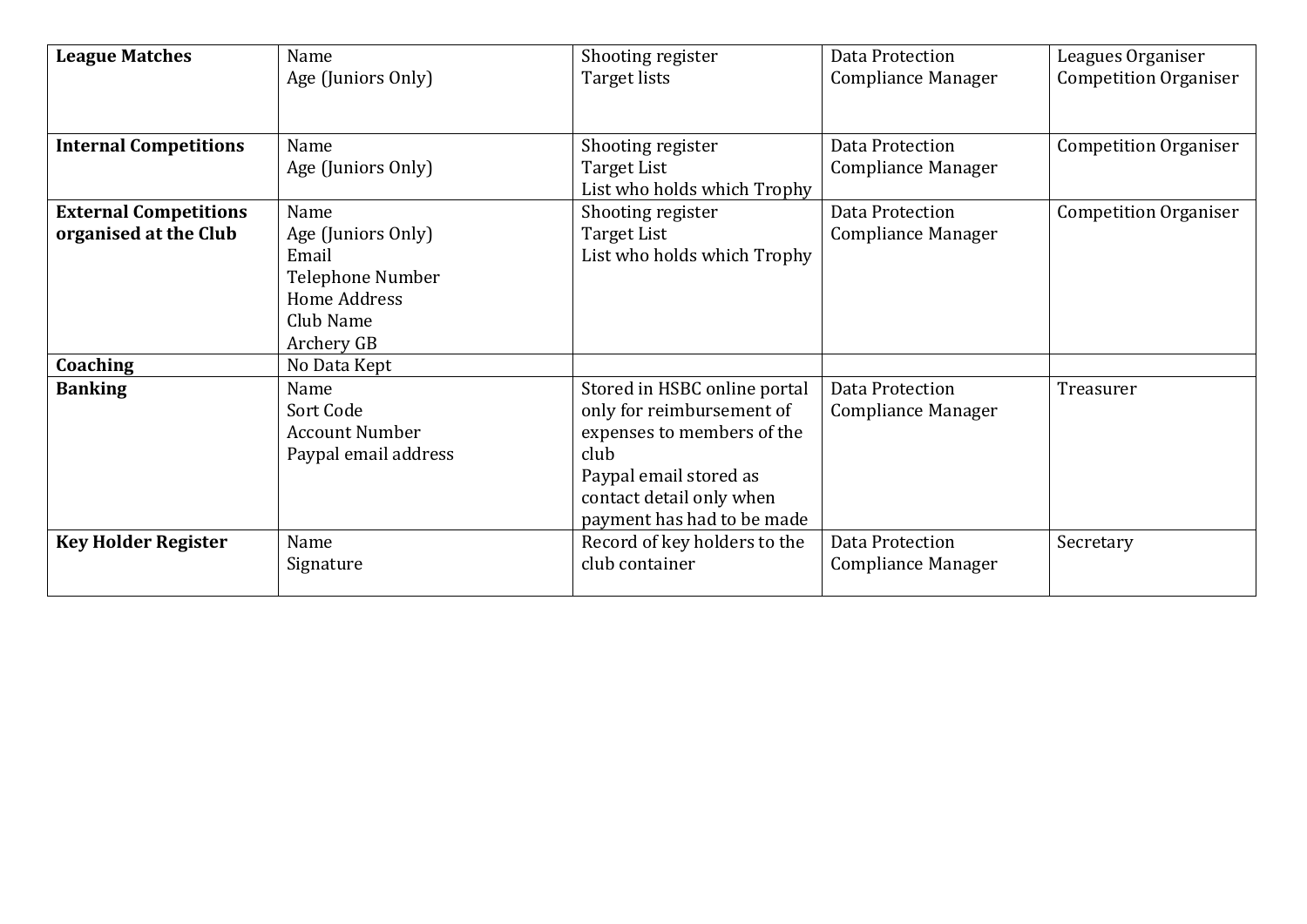| **League Matches** | Name<br>Age (Juniors Only) | Shooting register<br>Target lists | Data Protection Compliance Manager | Leagues Organiser<br>Competition Organiser |
|---|---|---|---|---|
| **Internal Competitions** | Name<br>Age (Juniors Only) | Shooting register<br>Target List<br>List who holds which Trophy | Data Protection Compliance Manager | Competition Organiser |
| **External Competitions organised at the Club** | Name<br>Age (Juniors Only)<br>Email<br>Telephone Number<br>Home Address<br>Club Name<br>Archery GB | Shooting register<br>Target List<br>List who holds which Trophy | Data Protection Compliance Manager | Competition Organiser |
| **Coaching** | No Data Kept | | | |
| **Banking** | Name<br>Sort Code<br>Account Number<br>Paypal email address | Stored in HSBC online portal only for reimbursement of expenses to members of the club<br>Paypal email stored as contact detail only when payment has had to be made | Data Protection Compliance Manager | Treasurer |
| **Key Holder Register** | Name<br>Signature | Record of key holders to the club container | Data Protection Compliance Manager | Secretary |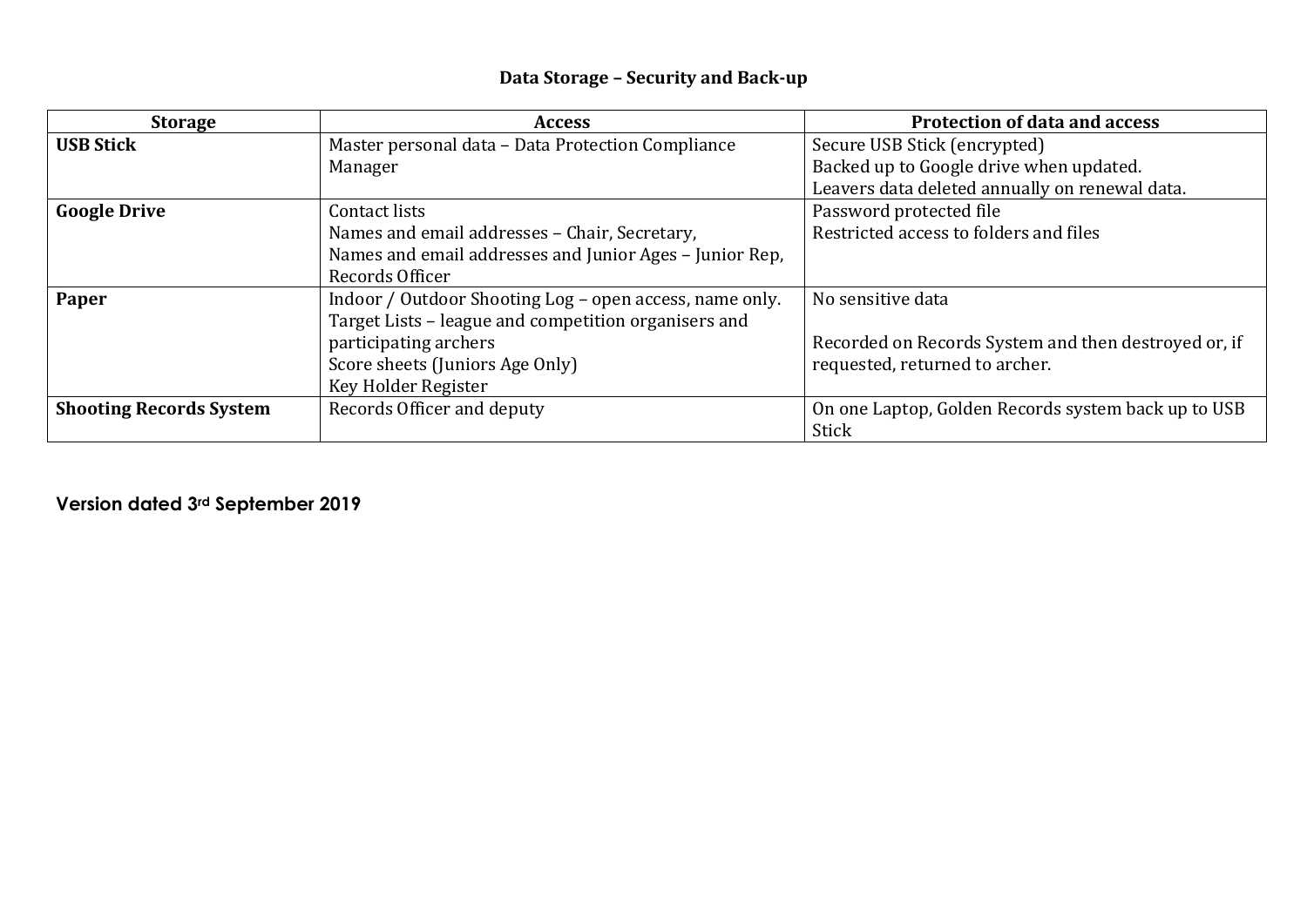## Data Storage – Security and Back-up

| Storage | Access | Protection of data and access |
|---|---|---|
| **USB Stick** | Master personal data – Data Protection Compliance Manager | Secure USB Stick (encrypted)<br>Backed up to Google drive when updated.<br>Leavers data deleted annually on renewal data. |
| **Google Drive** | Contact lists<br>Names and email addresses – Chair, Secretary,<br>Names and email addresses and Junior Ages – Junior Rep, Records Officer | Password protected file<br>Restricted access to folders and files |
| **Paper** | Indoor / Outdoor Shooting Log – open access, name only.<br>Target Lists – league and competition organisers and participating archers<br>Score sheets (Juniors Age Only)<br>Key Holder Register | No sensitive data<br><br>Recorded on Records System and then destroyed or, if requested, returned to archer. |
| **Shooting Records System** | Records Officer and deputy | On one Laptop, Golden Records system back up to USB Stick |

**Version dated 3rd September 2019**